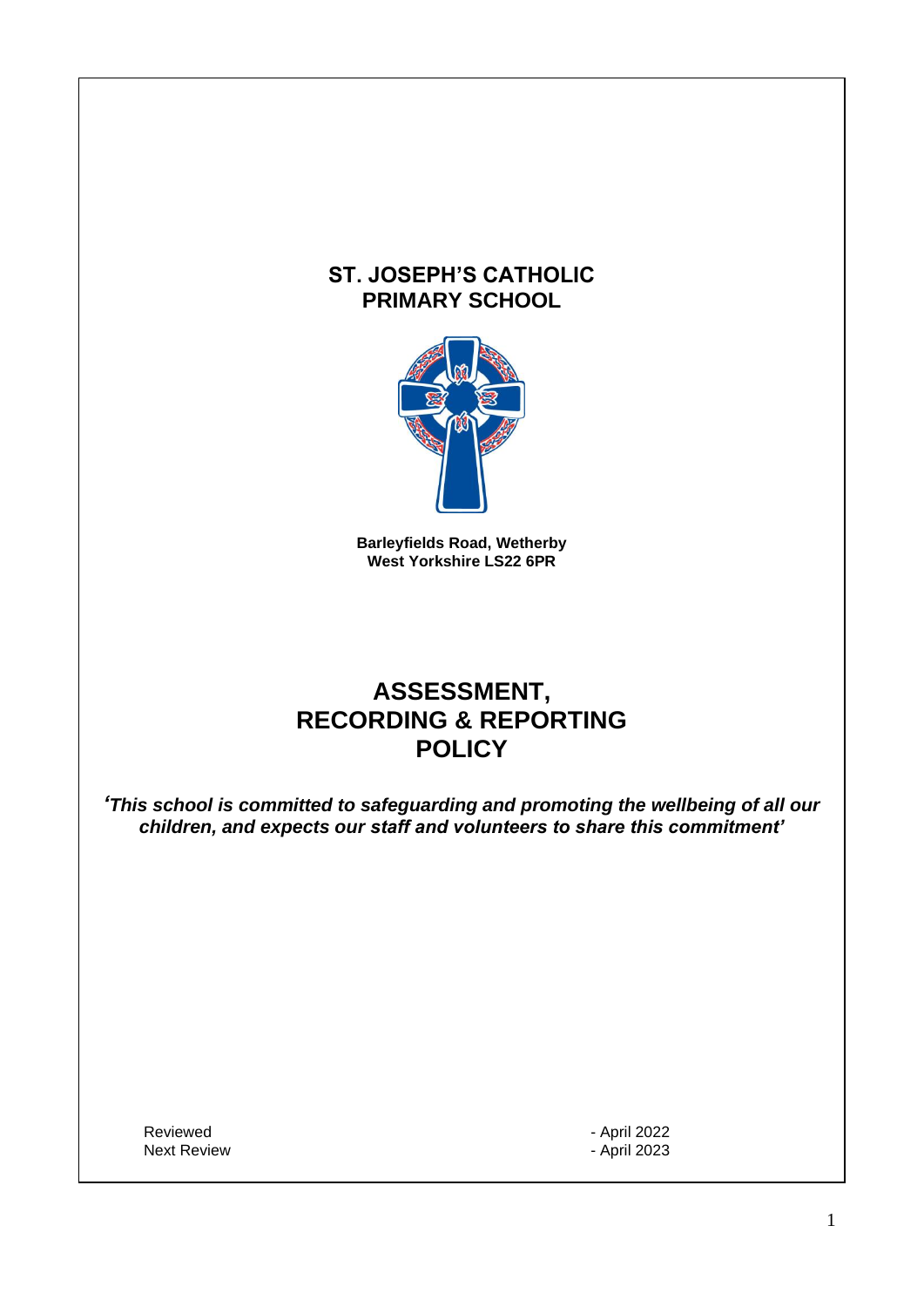# ST. JOSEPH'S CATHOLIC PRIMARY SCHOOL

**Barleyfields Road, Wetherby**
**West Yorkshire LS22 6PR**

# ASSESSMENT, RECORDING & REPORTING POLICY

***'This school is committed to safeguarding and promoting the wellbeing of all our children, and expects our staff and volunteers to share this commitment'***

Reviewed - April 2022
Next Review - April 2023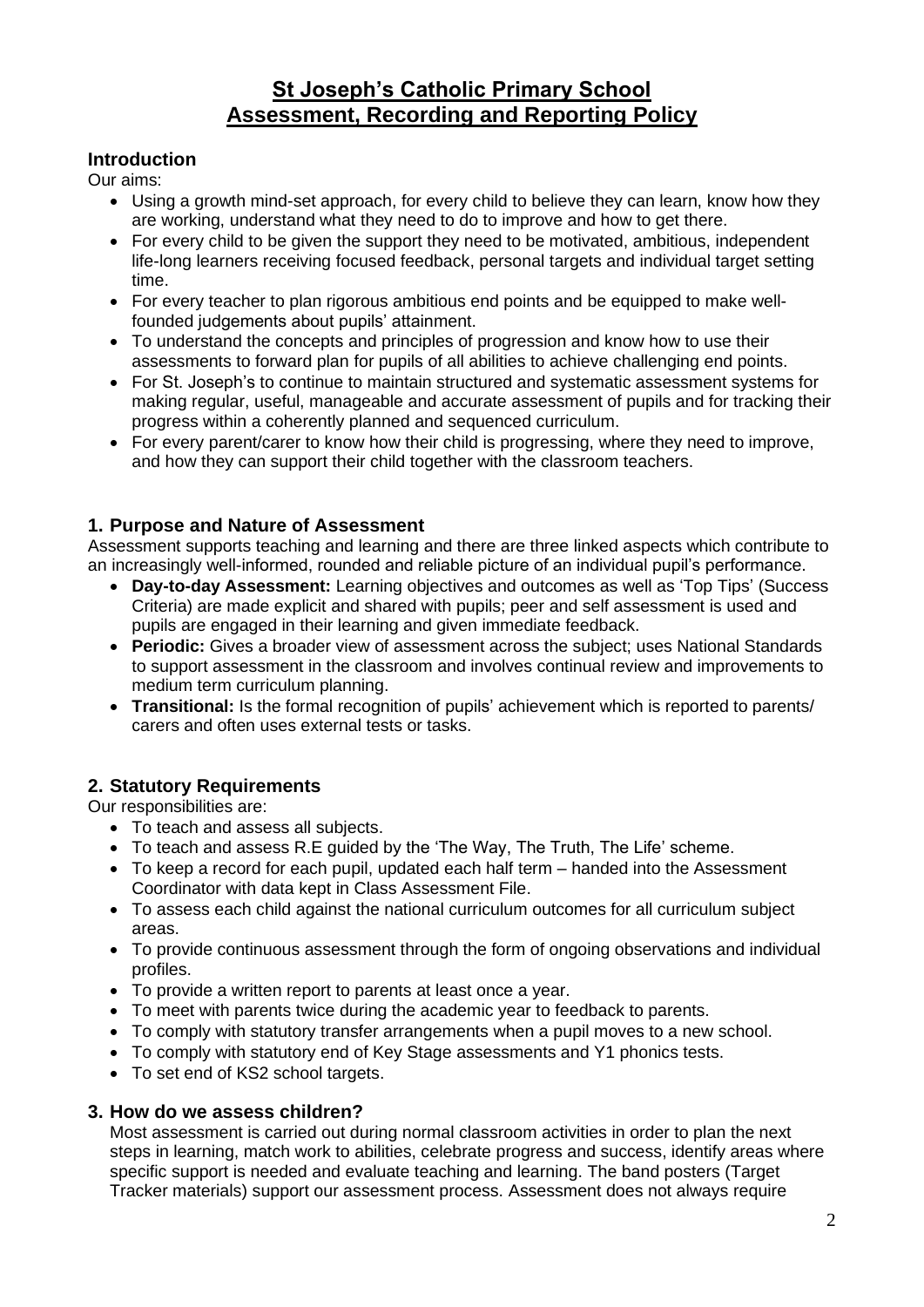# St Joseph's Catholic Primary School
# Assessment, Recording and Reporting Policy

## Introduction

Our aims:

- Using a growth mind-set approach, for every child to believe they can learn, know how they are working, understand what they need to do to improve and how to get there.
- For every child to be given the support they need to be motivated, ambitious, independent life-long learners receiving focused feedback, personal targets and individual target setting time.
- For every teacher to plan rigorous ambitious end points and be equipped to make well-founded judgements about pupils' attainment.
- To understand the concepts and principles of progression and know how to use their assessments to forward plan for pupils of all abilities to achieve challenging end points.
- For St. Joseph's to continue to maintain structured and systematic assessment systems for making regular, useful, manageable and accurate assessment of pupils and for tracking their progress within a coherently planned and sequenced curriculum.
- For every parent/carer to know how their child is progressing, where they need to improve, and how they can support their child together with the classroom teachers.

## 1. Purpose and Nature of Assessment

Assessment supports teaching and learning and there are three linked aspects which contribute to an increasingly well-informed, rounded and reliable picture of an individual pupil's performance.

- **Day-to-day Assessment:** Learning objectives and outcomes as well as 'Top Tips' (Success Criteria) are made explicit and shared with pupils; peer and self assessment is used and pupils are engaged in their learning and given immediate feedback.
- **Periodic:** Gives a broader view of assessment across the subject; uses National Standards to support assessment in the classroom and involves continual review and improvements to medium term curriculum planning.
- **Transitional:** Is the formal recognition of pupils' achievement which is reported to parents/ carers and often uses external tests or tasks.

## 2. Statutory Requirements

Our responsibilities are:

- To teach and assess all subjects.
- To teach and assess R.E guided by the 'The Way, The Truth, The Life' scheme.
- To keep a record for each pupil, updated each half term – handed into the Assessment Coordinator with data kept in Class Assessment File.
- To assess each child against the national curriculum outcomes for all curriculum subject areas.
- To provide continuous assessment through the form of ongoing observations and individual profiles.
- To provide a written report to parents at least once a year.
- To meet with parents twice during the academic year to feedback to parents.
- To comply with statutory transfer arrangements when a pupil moves to a new school.
- To comply with statutory end of Key Stage assessments and Y1 phonics tests.
- To set end of KS2 school targets.

## 3. How do we assess children?

Most assessment is carried out during normal classroom activities in order to plan the next steps in learning, match work to abilities, celebrate progress and success, identify areas where specific support is needed and evaluate teaching and learning. The band posters (Target Tracker materials) support our assessment process. Assessment does not always require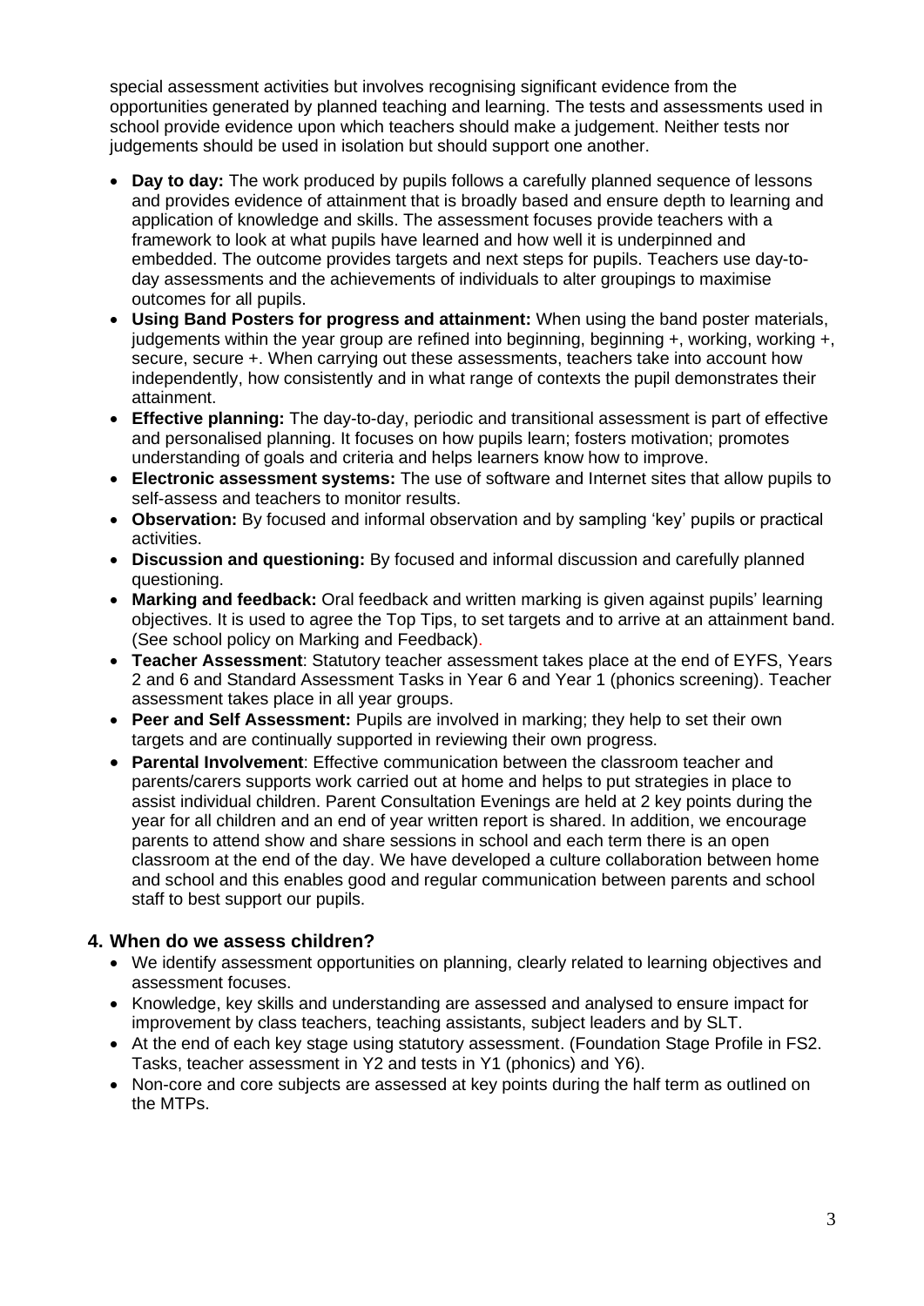special assessment activities but involves recognising significant evidence from the opportunities generated by planned teaching and learning. The tests and assessments used in school provide evidence upon which teachers should make a judgement. Neither tests nor judgements should be used in isolation but should support one another.

- **Day to day:** The work produced by pupils follows a carefully planned sequence of lessons and provides evidence of attainment that is broadly based and ensure depth to learning and application of knowledge and skills. The assessment focuses provide teachers with a framework to look at what pupils have learned and how well it is underpinned and embedded. The outcome provides targets and next steps for pupils. Teachers use day-to-day assessments and the achievements of individuals to alter groupings to maximise outcomes for all pupils.
- **Using Band Posters for progress and attainment:** When using the band poster materials, judgements within the year group are refined into beginning, beginning +, working, working +, secure, secure +. When carrying out these assessments, teachers take into account how independently, how consistently and in what range of contexts the pupil demonstrates their attainment.
- **Effective planning:** The day-to-day, periodic and transitional assessment is part of effective and personalised planning. It focuses on how pupils learn; fosters motivation; promotes understanding of goals and criteria and helps learners know how to improve.
- **Electronic assessment systems:** The use of software and Internet sites that allow pupils to self-assess and teachers to monitor results.
- **Observation:** By focused and informal observation and by sampling 'key' pupils or practical activities.
- **Discussion and questioning:** By focused and informal discussion and carefully planned questioning.
- **Marking and feedback:** Oral feedback and written marking is given against pupils' learning objectives. It is used to agree the Top Tips, to set targets and to arrive at an attainment band. (See school policy on Marking and Feedback).
- **Teacher Assessment**: Statutory teacher assessment takes place at the end of EYFS, Years 2 and 6 and Standard Assessment Tasks in Year 6 and Year 1 (phonics screening). Teacher assessment takes place in all year groups.
- **Peer and Self Assessment:** Pupils are involved in marking; they help to set their own targets and are continually supported in reviewing their own progress.
- **Parental Involvement**: Effective communication between the classroom teacher and parents/carers supports work carried out at home and helps to put strategies in place to assist individual children. Parent Consultation Evenings are held at 2 key points during the year for all children and an end of year written report is shared. In addition, we encourage parents to attend show and share sessions in school and each term there is an open classroom at the end of the day. We have developed a culture collaboration between home and school and this enables good and regular communication between parents and school staff to best support our pupils.

## 4. When do we assess children?

- We identify assessment opportunities on planning, clearly related to learning objectives and assessment focuses.
- Knowledge, key skills and understanding are assessed and analysed to ensure impact for improvement by class teachers, teaching assistants, subject leaders and by SLT.
- At the end of each key stage using statutory assessment. (Foundation Stage Profile in FS2. Tasks, teacher assessment in Y2 and tests in Y1 (phonics) and Y6).
- Non-core and core subjects are assessed at key points during the half term as outlined on the MTPs.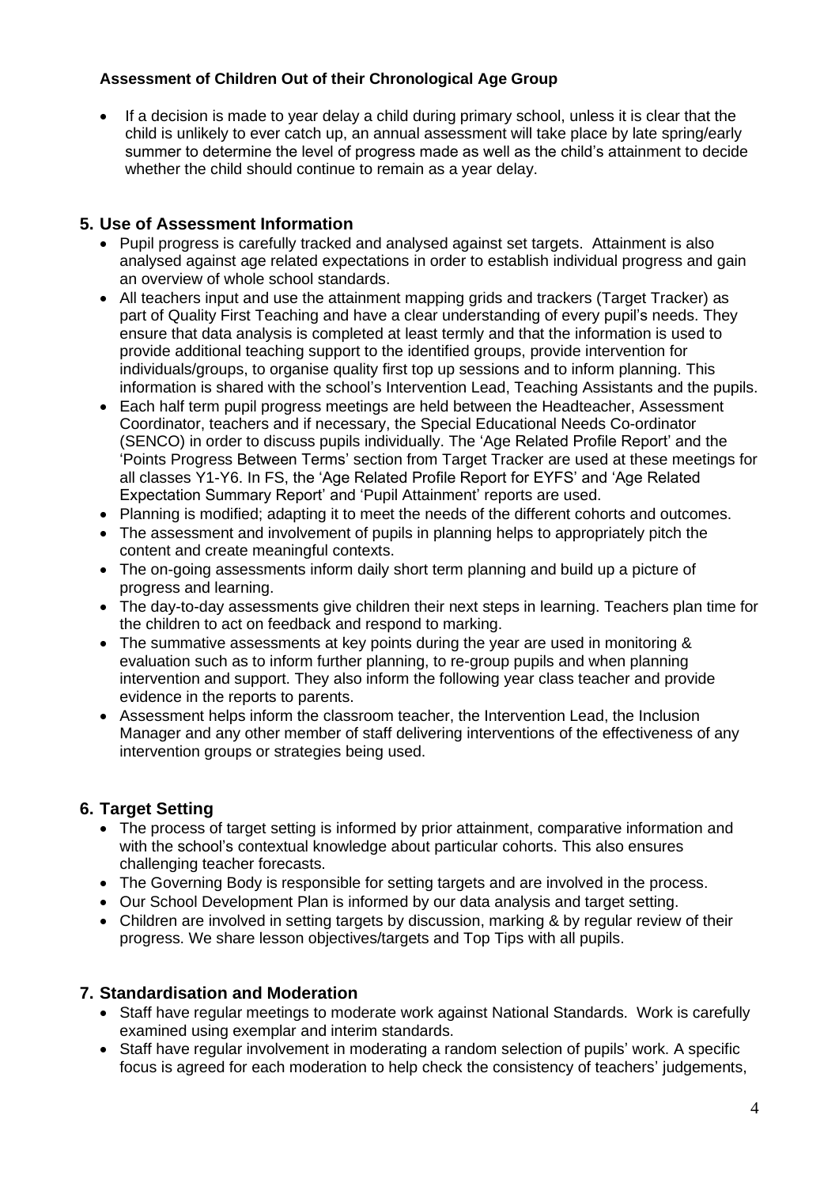**Assessment of Children Out of their Chronological Age Group**

- If a decision is made to year delay a child during primary school, unless it is clear that the child is unlikely to ever catch up, an annual assessment will take place by late spring/early summer to determine the level of progress made as well as the child's attainment to decide whether the child should continue to remain as a year delay.

## 5. Use of Assessment Information

- Pupil progress is carefully tracked and analysed against set targets. Attainment is also analysed against age related expectations in order to establish individual progress and gain an overview of whole school standards.
- All teachers input and use the attainment mapping grids and trackers (Target Tracker) as part of Quality First Teaching and have a clear understanding of every pupil's needs. They ensure that data analysis is completed at least termly and that the information is used to provide additional teaching support to the identified groups, provide intervention for individuals/groups, to organise quality first top up sessions and to inform planning. This information is shared with the school's Intervention Lead, Teaching Assistants and the pupils.
- Each half term pupil progress meetings are held between the Headteacher, Assessment Coordinator, teachers and if necessary, the Special Educational Needs Co-ordinator (SENCO) in order to discuss pupils individually. The 'Age Related Profile Report' and the 'Points Progress Between Terms' section from Target Tracker are used at these meetings for all classes Y1-Y6. In FS, the 'Age Related Profile Report for EYFS' and 'Age Related Expectation Summary Report' and 'Pupil Attainment' reports are used.
- Planning is modified; adapting it to meet the needs of the different cohorts and outcomes.
- The assessment and involvement of pupils in planning helps to appropriately pitch the content and create meaningful contexts.
- The on-going assessments inform daily short term planning and build up a picture of progress and learning.
- The day-to-day assessments give children their next steps in learning. Teachers plan time for the children to act on feedback and respond to marking.
- The summative assessments at key points during the year are used in monitoring & evaluation such as to inform further planning, to re-group pupils and when planning intervention and support. They also inform the following year class teacher and provide evidence in the reports to parents.
- Assessment helps inform the classroom teacher, the Intervention Lead, the Inclusion Manager and any other member of staff delivering interventions of the effectiveness of any intervention groups or strategies being used.

## 6. Target Setting

- The process of target setting is informed by prior attainment, comparative information and with the school's contextual knowledge about particular cohorts. This also ensures challenging teacher forecasts.
- The Governing Body is responsible for setting targets and are involved in the process.
- Our School Development Plan is informed by our data analysis and target setting.
- Children are involved in setting targets by discussion, marking & by regular review of their progress. We share lesson objectives/targets and Top Tips with all pupils.

## 7. Standardisation and Moderation

- Staff have regular meetings to moderate work against National Standards. Work is carefully examined using exemplar and interim standards.
- Staff have regular involvement in moderating a random selection of pupils' work. A specific focus is agreed for each moderation to help check the consistency of teachers' judgements,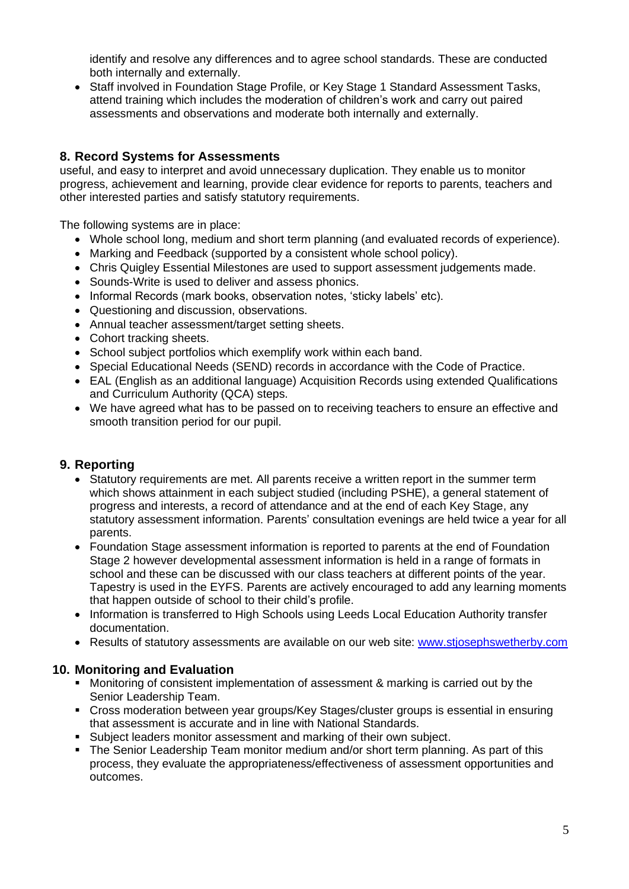identify and resolve any differences and to agree school standards. These are conducted both internally and externally.

- Staff involved in Foundation Stage Profile, or Key Stage 1 Standard Assessment Tasks, attend training which includes the moderation of children's work and carry out paired assessments and observations and moderate both internally and externally.

## 8. Record Systems for Assessments

useful, and easy to interpret and avoid unnecessary duplication. They enable us to monitor progress, achievement and learning, provide clear evidence for reports to parents, teachers and other interested parties and satisfy statutory requirements.

The following systems are in place:

- Whole school long, medium and short term planning (and evaluated records of experience).
- Marking and Feedback (supported by a consistent whole school policy).
- Chris Quigley Essential Milestones are used to support assessment judgements made.
- Sounds-Write is used to deliver and assess phonics.
- Informal Records (mark books, observation notes, 'sticky labels' etc).
- Questioning and discussion, observations.
- Annual teacher assessment/target setting sheets.
- Cohort tracking sheets.
- School subject portfolios which exemplify work within each band.
- Special Educational Needs (SEND) records in accordance with the Code of Practice.
- EAL (English as an additional language) Acquisition Records using extended Qualifications and Curriculum Authority (QCA) steps.
- We have agreed what has to be passed on to receiving teachers to ensure an effective and smooth transition period for our pupil.

## 9. Reporting

- Statutory requirements are met. All parents receive a written report in the summer term which shows attainment in each subject studied (including PSHE), a general statement of progress and interests, a record of attendance and at the end of each Key Stage, any statutory assessment information. Parents' consultation evenings are held twice a year for all parents.
- Foundation Stage assessment information is reported to parents at the end of Foundation Stage 2 however developmental assessment information is held in a range of formats in school and these can be discussed with our class teachers at different points of the year. Tapestry is used in the EYFS. Parents are actively encouraged to add any learning moments that happen outside of school to their child's profile.
- Information is transferred to High Schools using Leeds Local Education Authority transfer documentation.
- Results of statutory assessments are available on our web site: [www.stjosephswetherby.com](www.stjosephswetherby.com)

## 10. Monitoring and Evaluation

- Monitoring of consistent implementation of assessment & marking is carried out by the Senior Leadership Team.
- Cross moderation between year groups/Key Stages/cluster groups is essential in ensuring that assessment is accurate and in line with National Standards.
- Subject leaders monitor assessment and marking of their own subject.
- The Senior Leadership Team monitor medium and/or short term planning. As part of this process, they evaluate the appropriateness/effectiveness of assessment opportunities and outcomes.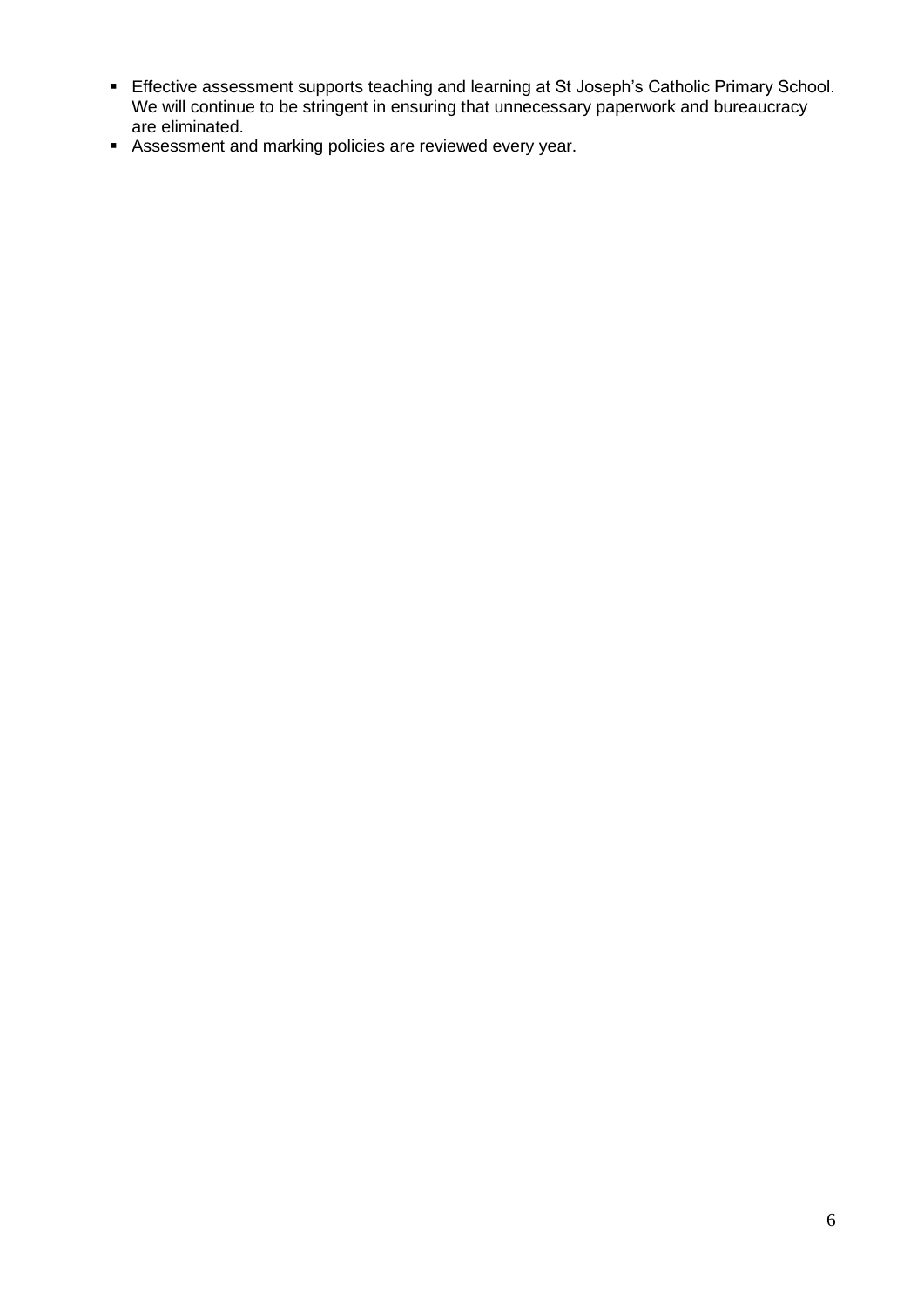- Effective assessment supports teaching and learning at St Joseph's Catholic Primary School. We will continue to be stringent in ensuring that unnecessary paperwork and bureaucracy are eliminated.
- Assessment and marking policies are reviewed every year.